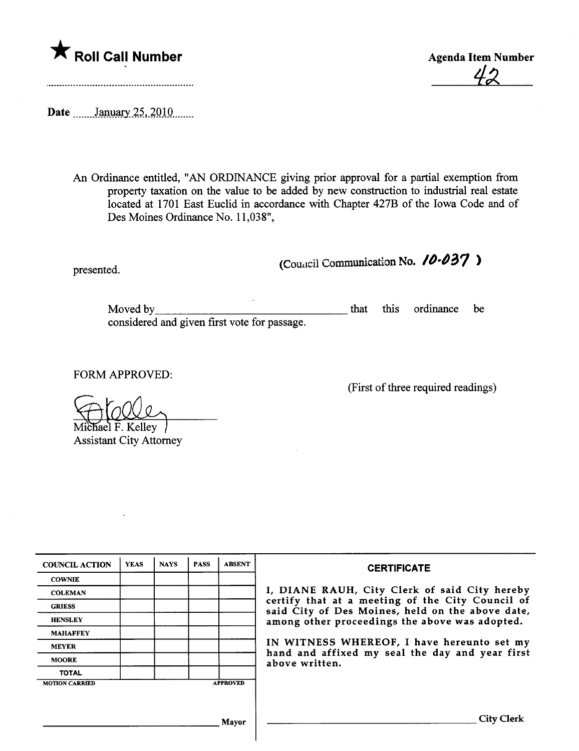★ **Roll Call Number**

..........................................................

**Agenda Item Number**

42

**Date** ......January 25, 2010.......

An Ordinance entitled, "AN ORDINANCE giving prior approval for a partial exemption from property taxation on the value to be added by new construction to industrial real estate located at 1701 East Euclid in accordance with Chapter 427B of the Iowa Code and of Des Moines Ordinance No. 11,038",

presented.

(Council Communication No. 10-037 )

Moved by_________________________________ that this ordinance be considered and given first vote for passage.

FORM APPROVED:

(First of three required readings)

Michael F. Kelley
Assistant City Attorney

| COUNCIL ACTION | YEAS | NAYS | PASS | ABSENT |
| --- | --- | --- | --- | --- |
| COWNIE | | | | |
| COLEMAN | | | | |
| GRIESS | | | | |
| HENSLEY | | | | |
| MAHAFFEY | | | | |
| MEYER | | | | |
| MOORE | | | | |
| TOTAL | | | | |

MOTION CARRIED APPROVED

_________________________________ Mayor

**CERTIFICATE**

I, DIANE RAUH, City Clerk of said City hereby certify that at a meeting of the City Council of said City of Des Moines, held on the above date, among other proceedings the above was adopted.

IN WITNESS WHEREOF, I have hereunto set my hand and affixed my seal the day and year first above written.

_________________________________ City Clerk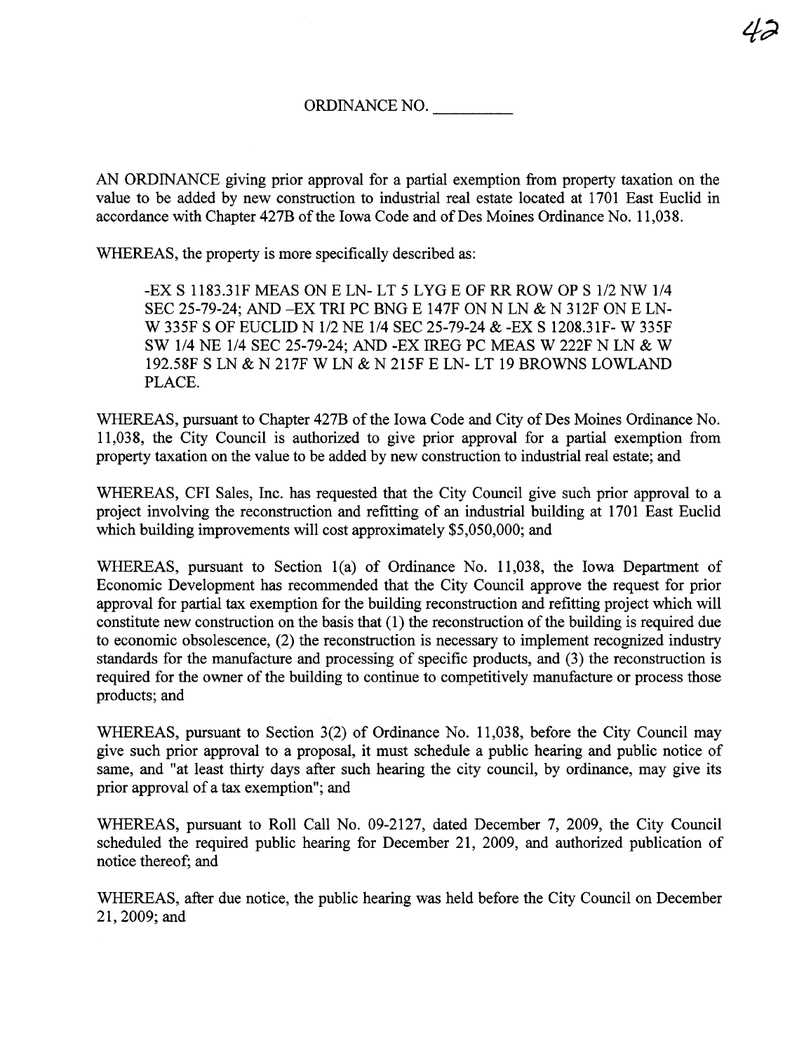ORDINANCE NO. __________

AN ORDINANCE giving prior approval for a partial exemption from property taxation on the value to be added by new construction to industrial real estate located at 1701 East Euclid in accordance with Chapter 427B of the Iowa Code and of Des Moines Ordinance No. 11,038.

WHEREAS, the property is more specifically described as:

> -EX S 1183.31F MEAS ON E LN- LT 5 LYG E OF RR ROW OP S 1/2 NW 1/4 SEC 25-79-24; AND -EX TRI PC BNG E 147F ON N LN & N 312F ON E LN- W 335F S OF EUCLID N 1/2 NE 1/4 SEC 25-79-24 & -EX S 1208.31F- W 335F SW 1/4 NE 1/4 SEC 25-79-24; AND -EX IREG PC MEAS W 222F N LN & W 192.58F S LN & N 217F W LN & N 215F E LN- LT 19 BROWNS LOWLAND PLACE.

WHEREAS, pursuant to Chapter 427B of the Iowa Code and City of Des Moines Ordinance No. 11,038, the City Council is authorized to give prior approval for a partial exemption from property taxation on the value to be added by new construction to industrial real estate; and

WHEREAS, CFI Sales, Inc. has requested that the City Council give such prior approval to a project involving the reconstruction and refitting of an industrial building at 1701 East Euclid which building improvements will cost approximately $5,050,000; and

WHEREAS, pursuant to Section 1(a) of Ordinance No. 11,038, the Iowa Department of Economic Development has recommended that the City Council approve the request for prior approval for partial tax exemption for the building reconstruction and refitting project which will constitute new construction on the basis that (1) the reconstruction of the building is required due to economic obsolescence, (2) the reconstruction is necessary to implement recognized industry standards for the manufacture and processing of specific products, and (3) the reconstruction is required for the owner of the building to continue to competitively manufacture or process those products; and

WHEREAS, pursuant to Section 3(2) of Ordinance No. 11,038, before the City Council may give such prior approval to a proposal, it must schedule a public hearing and public notice of same, and "at least thirty days after such hearing the city council, by ordinance, may give its prior approval of a tax exemption"; and

WHEREAS, pursuant to Roll Call No. 09-2127, dated December 7, 2009, the City Council scheduled the required public hearing for December 21, 2009, and authorized publication of notice thereof; and

WHEREAS, after due notice, the public hearing was held before the City Council on December 21, 2009; and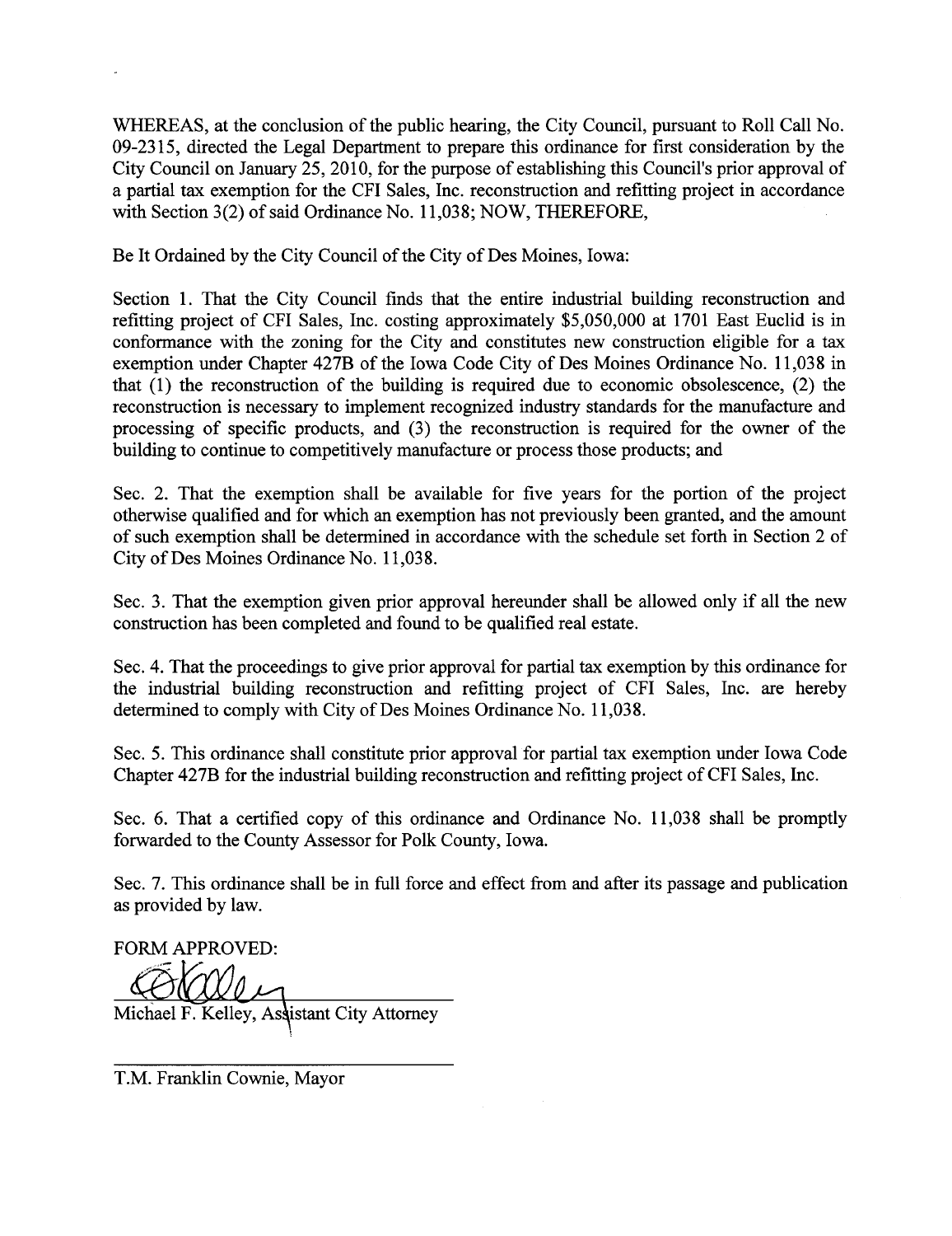WHEREAS, at the conclusion of the public hearing, the City Council, pursuant to Roll Call No. 09-2315, directed the Legal Department to prepare this ordinance for first consideration by the City Council on January 25, 2010, for the purpose of establishing this Council's prior approval of a partial tax exemption for the CFI Sales, Inc. reconstruction and refitting project in accordance with Section 3(2) of said Ordinance No. 11,038; NOW, THEREFORE,

Be It Ordained by the City Council of the City of Des Moines, Iowa:

Section 1. That the City Council finds that the entire industrial building reconstruction and refitting project of CFI Sales, Inc. costing approximately $5,050,000 at 1701 East Euclid is in conformance with the zoning for the City and constitutes new construction eligible for a tax exemption under Chapter 427B of the Iowa Code City of Des Moines Ordinance No. 11,038 in that (1) the reconstruction of the building is required due to economic obsolescence, (2) the reconstruction is necessary to implement recognized industry standards for the manufacture and processing of specific products, and (3) the reconstruction is required for the owner of the building to continue to competitively manufacture or process those products; and

Sec. 2. That the exemption shall be available for five years for the portion of the project otherwise qualified and for which an exemption has not previously been granted, and the amount of such exemption shall be determined in accordance with the schedule set forth in Section 2 of City of Des Moines Ordinance No. 11,038.

Sec. 3. That the exemption given prior approval hereunder shall be allowed only if all the new construction has been completed and found to be qualified real estate.

Sec. 4. That the proceedings to give prior approval for partial tax exemption by this ordinance for the industrial building reconstruction and refitting project of CFI Sales, Inc. are hereby determined to comply with City of Des Moines Ordinance No. 11,038.

Sec. 5. This ordinance shall constitute prior approval for partial tax exemption under Iowa Code Chapter 427B for the industrial building reconstruction and refitting project of CFI Sales, Inc.

Sec. 6. That a certified copy of this ordinance and Ordinance No. 11,038 shall be promptly forwarded to the County Assessor for Polk County, Iowa.

Sec. 7. This ordinance shall be in full force and effect from and after its passage and publication as provided by law.

FORM APPROVED:

Michael F. Kelley, Assistant City Attorney

T.M. Franklin Cownie, Mayor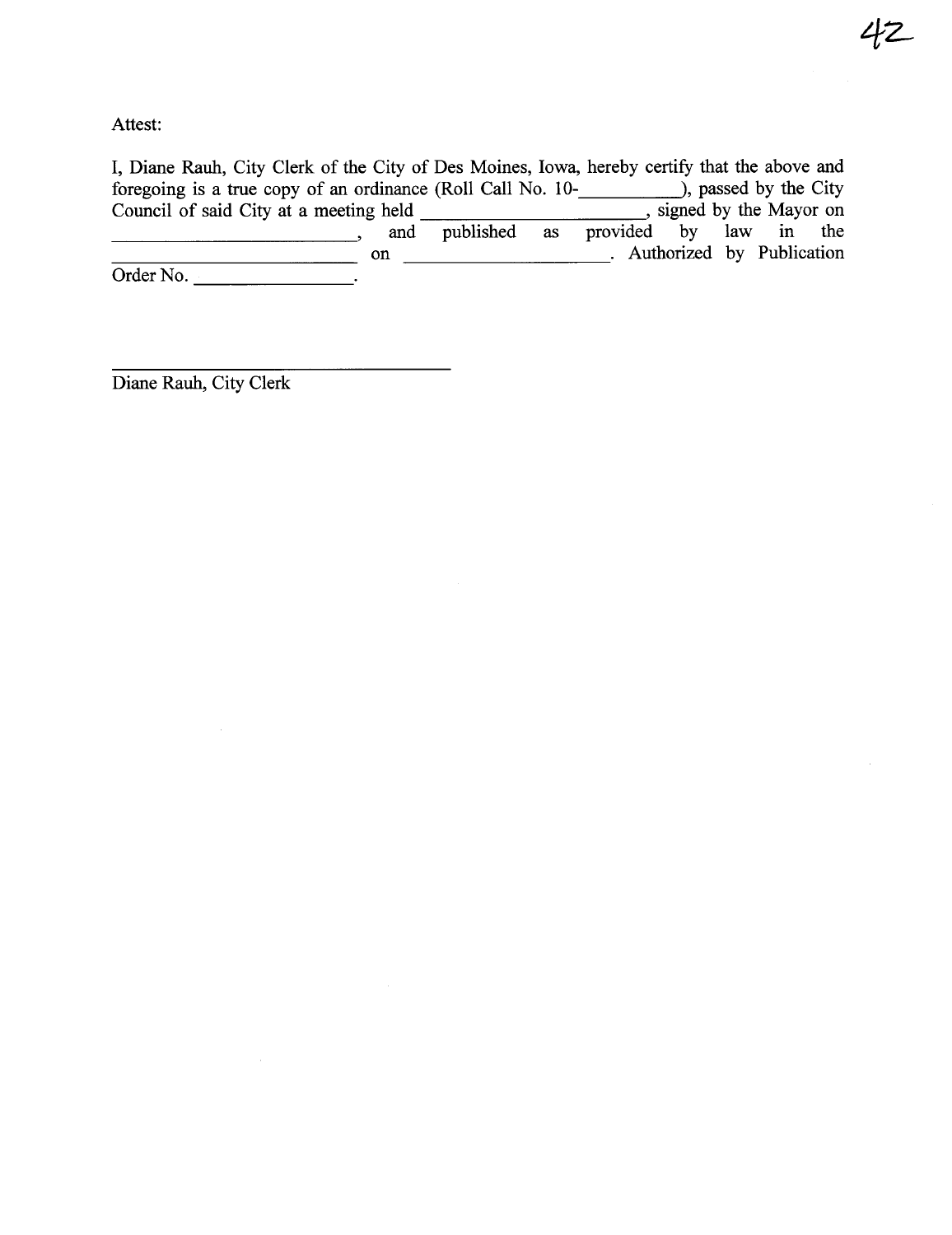Attest:

I, Diane Rauh, City Clerk of the City of Des Moines, Iowa, hereby certify that the above and foregoing is a true copy of an ordinance (Roll Call No. 10-__________), passed by the City Council of said City at a meeting held ______________________, signed by the Mayor on ________________________, and published as provided by law in the ________________________ on ____________________. Authorized by Publication Order No. ________________.

___________________________________

Diane Rauh, City Clerk